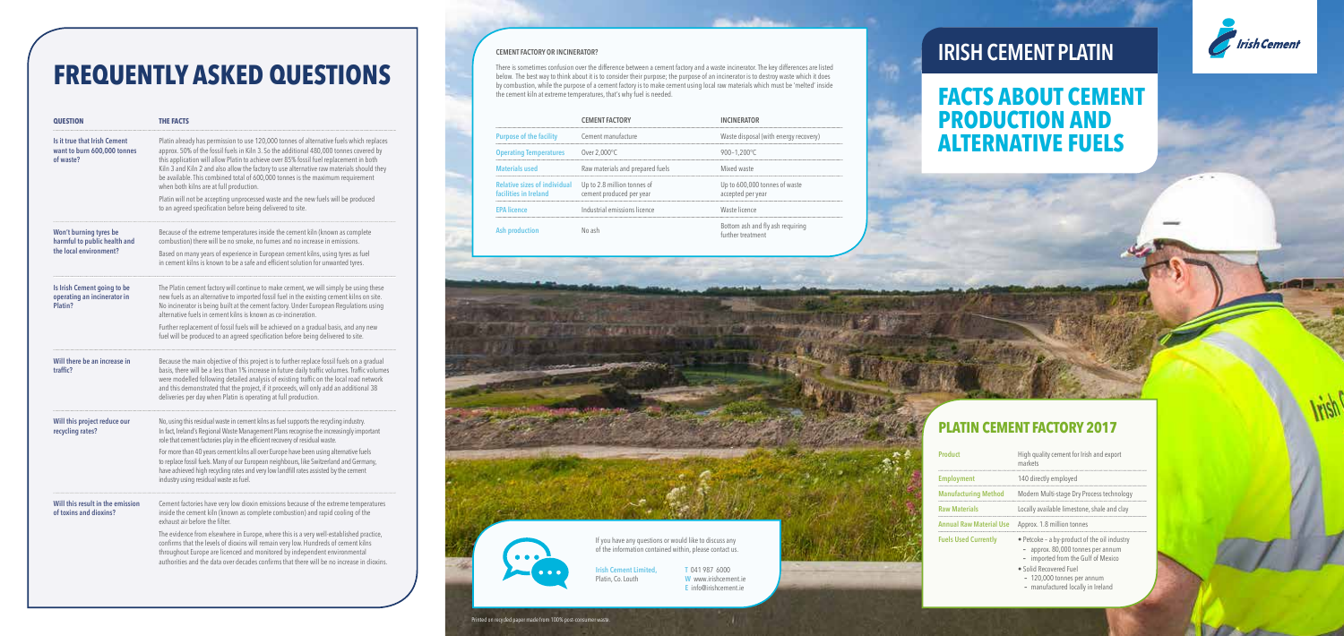# FREQUENTLY ASKED QUESTIONS

| QUESTION | THE FACTS |
| --- | --- |
| Is it true that Irish Cement want to burn 600,000 tonnes of waste? | Platin already has permission to use 120,000 tonnes of alternative fuels which replaces approx. 50% of the fossil fuels in Kiln 3. So the additional 480,000 tonnes covered by this application will allow Platin to achieve over 85% fossil fuel replacement in both Kiln 3 and Kiln 2 and also allow the factory to use alternative raw materials should they be available. This combined total of 600,000 tonnes is the maximum requirement when both kilns are at full production.<br><br>Platin will not be accepting unprocessed waste and the new fuels will be produced to an agreed specification before being delivered to site. |
| Won't burning tyres be harmful to public health and the local environment? | Because of the extreme temperatures inside the cement kiln (known as complete combustion) there will be no smoke, no fumes and no increase in emissions.<br><br>Based on many years of experience in European cement kilns, using tyres as fuel in cement kilns is known to be a safe and efficient solution for unwanted tyres. |
| Is Irish Cement going to be operating an incinerator in Platin? | The Platin cement factory will continue to make cement, we will simply be using these new fuels as an alternative to imported fossil fuel in the existing cement kilns on site. No incinerator is being built at the cement factory. Under European Regulations using alternative fuels in cement kilns is known as co-incineration.<br><br>Further replacement of fossil fuels will be achieved on a gradual basis, and any new fuel will be produced to an agreed specification before being delivered to site. |
| Will there be an increase in traffic? | Because the main objective of this project is to further replace fossil fuels on a gradual basis, there will be a less than 1% increase in future daily traffic volumes. Traffic volumes were modelled following detailed analysis of existing traffic on the local road network and this demonstrated that the project, if it proceeds, will only add an additional 38 deliveries per day when Platin is operating at full production. |
| Will this project reduce our recycling rates? | No, using this residual waste in cement kilns as fuel supports the recycling industry. In fact, Ireland's Regional Waste Management Plans recognise the increasingly important role that cement factories play in the efficient recovery of residual waste.<br><br>For more than 40 years cement kilns all over Europe have been using alternative fuels to replace fossil fuels. Many of our European neighbours, like Switzerland and Germany, have achieved high recycling rates and very low landfill rates assisted by the cement industry using residual waste as fuel. |
| Will this result in the emission of toxins and dioxins? | Cement factories have very low dioxin emissions because of the extreme temperatures inside the cement kiln (known as complete combustion) and rapid cooling of the exhaust air before the filter.<br><br>The evidence from elsewhere in Europe, where this is a very well-established practice, confirms that the levels of dioxins will remain very low. Hundreds of cement kilns throughout Europe are licenced and monitored by independent environmental authorities and the data over decades confirms that there will be no increase in dioxins. |

### CEMENT FACTORY OR INCINERATOR?

There is sometimes confusion over the difference between a cement factory and a waste incinerator. The key differences are listed below. The best way to think about it is to consider their purpose; the purpose of an incinerator is to destroy waste which it does by combustion, while the purpose of a cement factory is to make cement using local raw materials which must be 'melted' inside the cement kiln at extreme temperatures, that's why fuel is needed.

| | CEMENT FACTORY | INCINERATOR |
| --- | --- | --- |
| Purpose of the facility | Cement manufacture | Waste disposal (with energy recovery) |
| Operating Temperatures | Over 2,000°C | 900–1,200°C |
| Materials used | Raw materials and prepared fuels | Mixed waste |
| Relative sizes of individual facilities in Ireland | Up to 2.8 million tonnes of cement produced per year | Up to 600,000 tonnes of waste accepted per year |
| EPA licence | Industrial emissions licence | Waste licence |
| Ash production | No ash | Bottom ash and fly ash requiring further treatment |

If you have any questions or would like to discuss any of the information contained within, please contact us.

**Irish Cement Limited,**
Platin, Co. Louth

T 041 987 6000
W www.irishcement.ie
E info@irishcement.ie

Printed on recycled paper made from 100% post-consumer waste.

# IRISH CEMENT PLATIN

# FACTS ABOUT CEMENT PRODUCTION AND ALTERNATIVE FUELS

## PLATIN CEMENT FACTORY 2017

| | |
| --- | --- |
| Product | High quality cement for Irish and export markets |
| Employment | 140 directly employed |
| Manufacturing Method | Modern Multi-stage Dry Process technology |
| Raw Materials | Locally available limestone, shale and clay |
| Annual Raw Material Use | Approx. 1.8 million tonnes |
| Fuels Used Currently | • Petcoke – a by-product of the oil industry<br>– approx. 80,000 tonnes per annum<br>– imported from the Gulf of Mexico<br>• Solid Recovered Fuel<br>– 120,000 tonnes per annum<br>– manufactured locally in Ireland |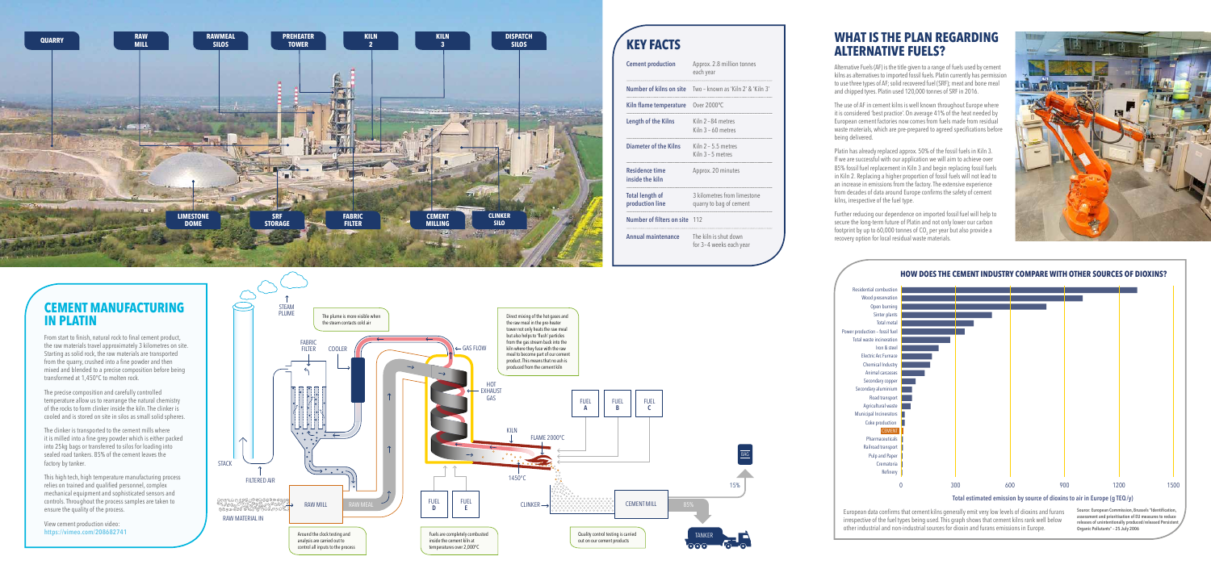QUARRY

RAW MILL

RAWMEAL SILOS

PREHEATER TOWER

KILN 2

KILN 3

DISPATCH SILOS

LIMESTONE DOME

SRF STORAGE

FABRIC FILTER

CEMENT MILLING

CLINKER SILO

## KEY FACTS

| | |
|---|---|
| **Cement production** | Approx. 2.8 million tonnes each year |
| **Number of kilns on site** | Two – known as 'Kiln 2' & 'Kiln 3' |
| **Kiln flame temperature** | Over 2000°C |
| **Length of the Kilns** | Kiln 2 – 84 metres<br>Kiln 3 – 60 metres |
| **Diameter of the Kilns** | Kiln 2 – 5.5 metres<br>Kiln 3 – 5 metres |
| **Residence time inside the kiln** | Approx. 20 minutes |
| **Total length of production line** | 3 kilometres from limestone quarry to bag of cement |
| **Number of filters on site** | 112 |
| **Annual maintenance** | The kiln is shut down for 3–4 weeks each year |

## WHAT IS THE PLAN REGARDING ALTERNATIVE FUELS?

Alternative Fuels (AF) is the title given to a range of fuels used by cement kilns as alternatives to imported fossil fuels. Platin currently has permission to use three types of AF; solid recovered fuel (SRF); meat and bone meal and chipped tyres. Platin used 120,000 tonnes of SRF in 2016.

The use of AF in cement kilns is well known throughout Europe where it is considered 'best practice'. On average 41% of the heat needed by European cement factories now comes from fuels made from residual waste materials, which are pre-prepared to agreed specifications before being delivered.

Platin has already replaced approx. 50% of the fossil fuels in Kiln 3. If we are successful with our application we will aim to achieve over 85% fossil fuel replacement in Kiln 3 and begin replacing fossil fuels in Kiln 2. Replacing a higher proportion of fossil fuels will not lead to an increase in emissions from the factory. The extensive experience from decades of data around Europe confirms the safety of cement kilns, irrespective of the fuel type.

Further reducing our dependence on imported fossil fuel will help to secure the long-term future of Platin and not only lower our carbon footprint by up to 60,000 tonnes of $CO_2$ per year but also provide a recovery option for local residual waste materials.

## CEMENT MANUFACTURING IN PLATIN

From start to finish, natural rock to final cement product, the raw materials travel approximately 3 kilometres on site. Starting as solid rock, the raw materials are transported from the quarry, crushed into a fine powder and then mixed and blended to a precise composition before being transformed at 1,450°C to molten rock.

The precise composition and carefully controlled temperature allow us to rearrange the natural chemistry of the rocks to form clinker inside the kiln. The clinker is cooled and is stored on site in silos as small solid spheres.

The clinker is transported to the cement mills where it is milled into a fine grey powder which is either packed into 25kg bags or transferred to silos for loading into sealed road tankers. 85% of the cement leaves the factory by tanker.

This high tech, high temperature manufacturing process relies on trained and qualified personnel, complex mechanical equipment and sophisticated sensors and controls. Throughout the process samples are taken to ensure the quality of the process.

View cement production video:
https://vimeo.com/208682741

STEAM PLUME

The plume is more visible when the steam contacts cold air

FABRIC FILTER

COOLER

STACK

FILTERED AIR

RAW MILL

RAW MEAL

RAW MATERIAL IN

Around the clock testing and analysis are carried out to control all inputs to the process

GAS FLOW

Direct mixing of the hot gases and the raw meal in the pre-heater tower not only heats the raw meal but also helps to 'flash' particles from the gas stream back into the kiln where they fuse with the raw meal to become part of our cement product. This means that no ash is produced from the cement kiln

HOT EXHAUST GAS

KILN

FLAME 2000°C

1450°C

FUEL A

FUEL B

FUEL C

FUEL D

FUEL E

Fuels are completely combusted inside the cement kiln at temperatures over 2,000°C

CLINKER

CEMENT MILL

Quality control testing is carried out on our cement products

BAG

15%

85%

TANKER

### HOW DOES THE CEMENT INDUSTRY COMPARE WITH OTHER SOURCES OF DIOXINS?

Residential combustion
Wood preservation
Open burning
Sinter plants
Total metal
Power production - fossil fuel
Total waste incineration
Iron & steel
Electric Arc Furnace
Chemical Industry
Animal carcasses
Secondary copper
Secondary aluminium
Road transport
Agricultural waste
Municipal Incinerators
Coke production
CEMENT
Pharmaceuticals
Railroad transport
Pulp and Paper
Crematoria
Refinery

0
300
600
900
1200
1500

Total estimated emission by source of dioxins to air in Europe (g TEQ/y)

European data confirms that cement kilns generally emit very low levels of dioxins and furans irrespective of the fuel types being used. This graph shows that cement kilns rank well below other industrial and non-industrial sources for dioxin and furans emissions in Europe.

Source: European Commission, Brussels "Identification, assessment and prioritisation of EU measures to reduce releases of unintentionally produced/released Persistent Organic Pollutants" – 25 July 2006